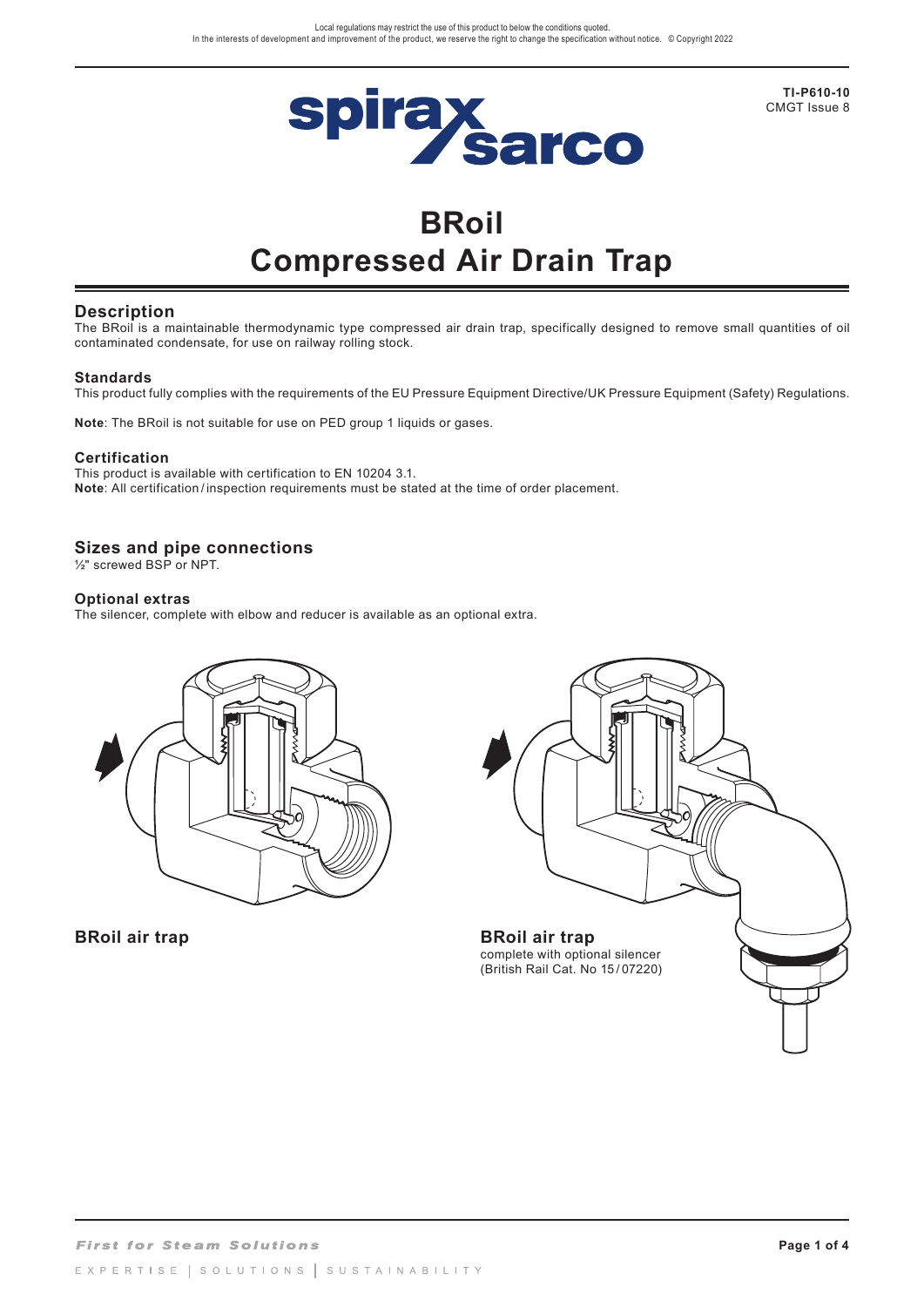Local regulations may restrict the use of this product to below the conditions quoted.
In the interests of development and improvement of the product, we reserve the right to change the specification without notice. © Copyright 2022

**TI-P610-10**
CMGT Issue 8

# BRoil
# Compressed Air Drain Trap

## Description

The BRoil is a maintainable thermodynamic type compressed air drain trap, specifically designed to remove small quantities of oil contaminated condensate, for use on railway rolling stock.

### Standards

This product fully complies with the requirements of the EU Pressure Equipment Directive/UK Pressure Equipment (Safety) Regulations.

**Note**: The BRoil is not suitable for use on PED group 1 liquids or gases.

### Certification

This product is available with certification to EN 10204 3.1.
**Note**: All certification / inspection requirements must be stated at the time of order placement.

## Sizes and pipe connections

½" screwed BSP or NPT.

### Optional extras

The silencer, complete with elbow and reducer is available as an optional extra.

**BRoil air trap**

**BRoil air trap**
complete with optional silencer
(British Rail Cat. No 15 / 07220)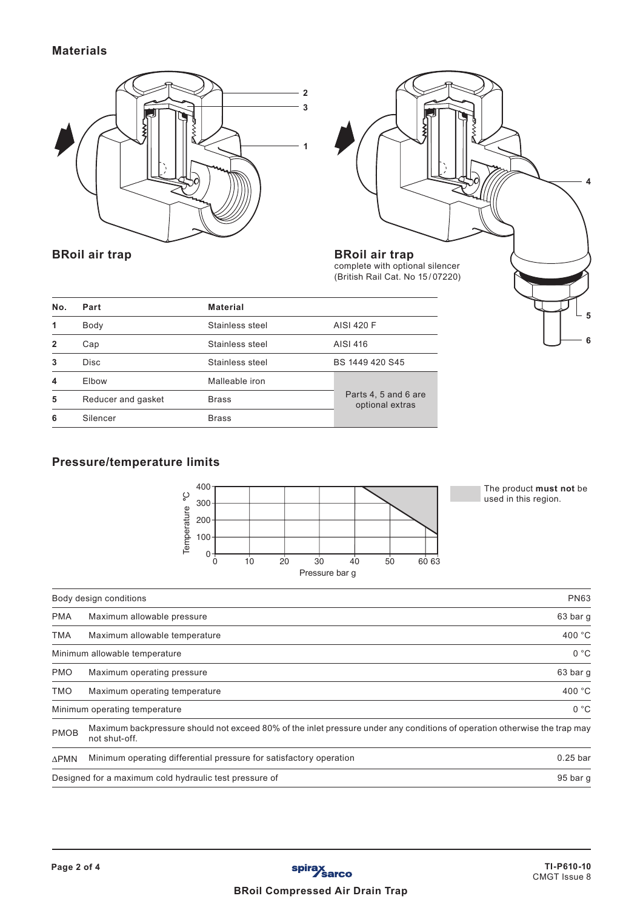## Materials

**BRoil air trap**

**BRoil air trap**
complete with optional silencer
(British Rail Cat. No 15/07220)

| No. | Part | Material | |
|---|---|---|---|
| 1 | Body | Stainless steel | AISI 420 F |
| 2 | Cap | Stainless steel | AISI 416 |
| 3 | Disc | Stainless steel | BS 1449 420 S45 |
| 4 | Elbow | Malleable iron | Parts 4, 5 and 6 are optional extras |
| 5 | Reducer and gasket | Brass | |
| 6 | Silencer | Brass | |

## Pressure/temperature limits

The product **must not** be used in this region.

| | | |
|---|---|---|
| Body design conditions | | PN63 |
| PMA | Maximum allowable pressure | 63 bar g |
| TMA | Maximum allowable temperature | 400 °C |
| Minimum allowable temperature | | 0 °C |
| PMO | Maximum operating pressure | 63 bar g |
| TMO | Maximum operating temperature | 400 °C |
| Minimum operating temperature | | 0 °C |
| PMOB | Maximum backpressure should not exceed 80% of the inlet pressure under any conditions of operation otherwise the trap may not shut-off. | |
| ΔPMN | Minimum operating differential pressure for satisfactory operation | 0.25 bar |
| Designed for a maximum cold hydraulic test pressure of | | 95 bar g |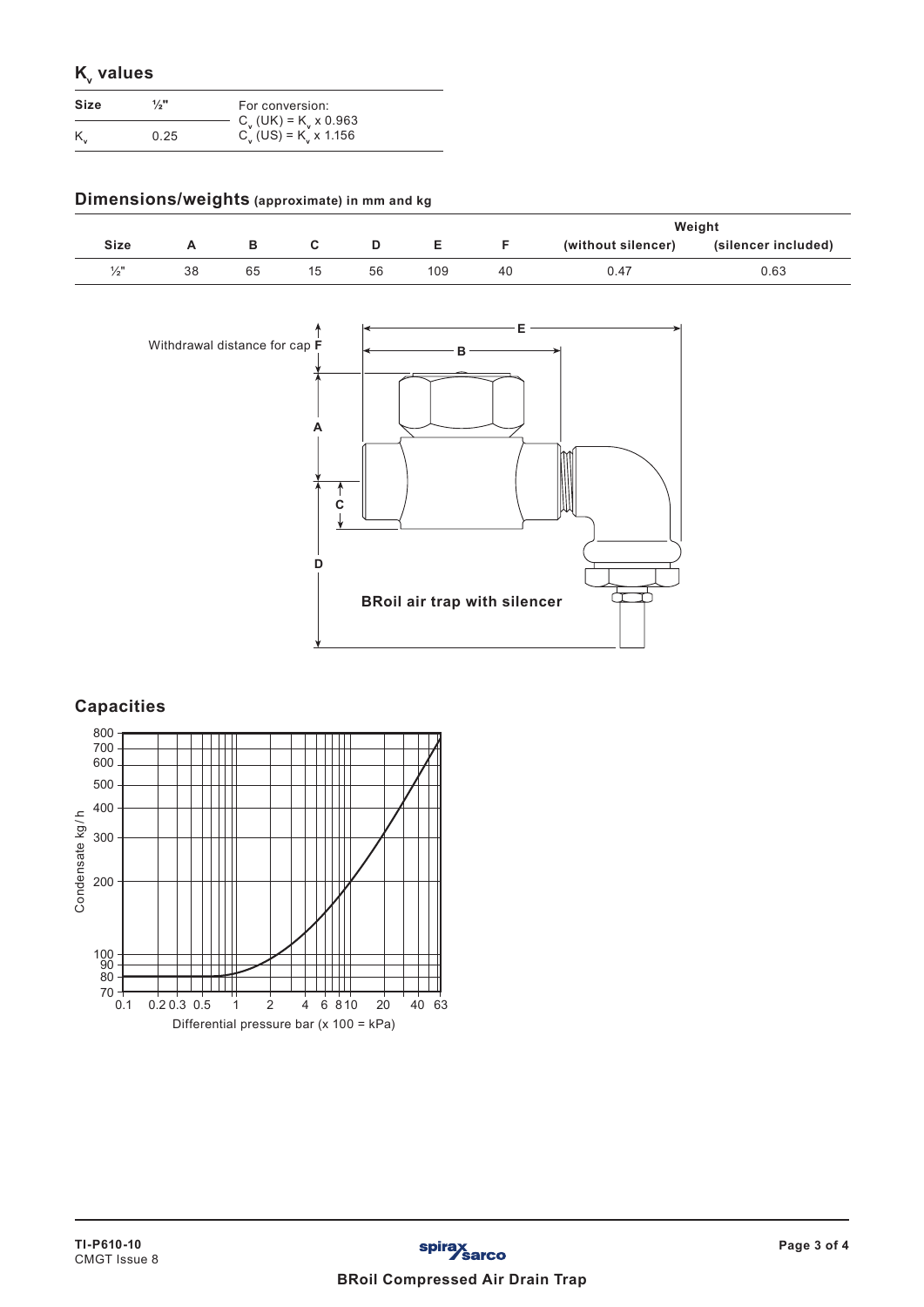## $K_v$ values

| Size | ½" | For conversion: |
|---|---|---|
| $K_v$ | 0.25 | $C_v$ (UK) = $K_v$ x 0.963<br>$C_v$ (US) = $K_v$ x 1.156 |

## Dimensions/weights (approximate) in mm and kg

| Size | A | B | C | D | E | F | Weight (without silencer) | Weight (silencer included) |
|---|---|---|---|---|---|---|---|---|
| ½" | 38 | 65 | 15 | 56 | 109 | 40 | 0.47 | 0.63 |

Withdrawal distance for cap F

BRoil air trap with silencer

## Capacities

Condensate kg/h

Differential pressure bar (x 100 = kPa)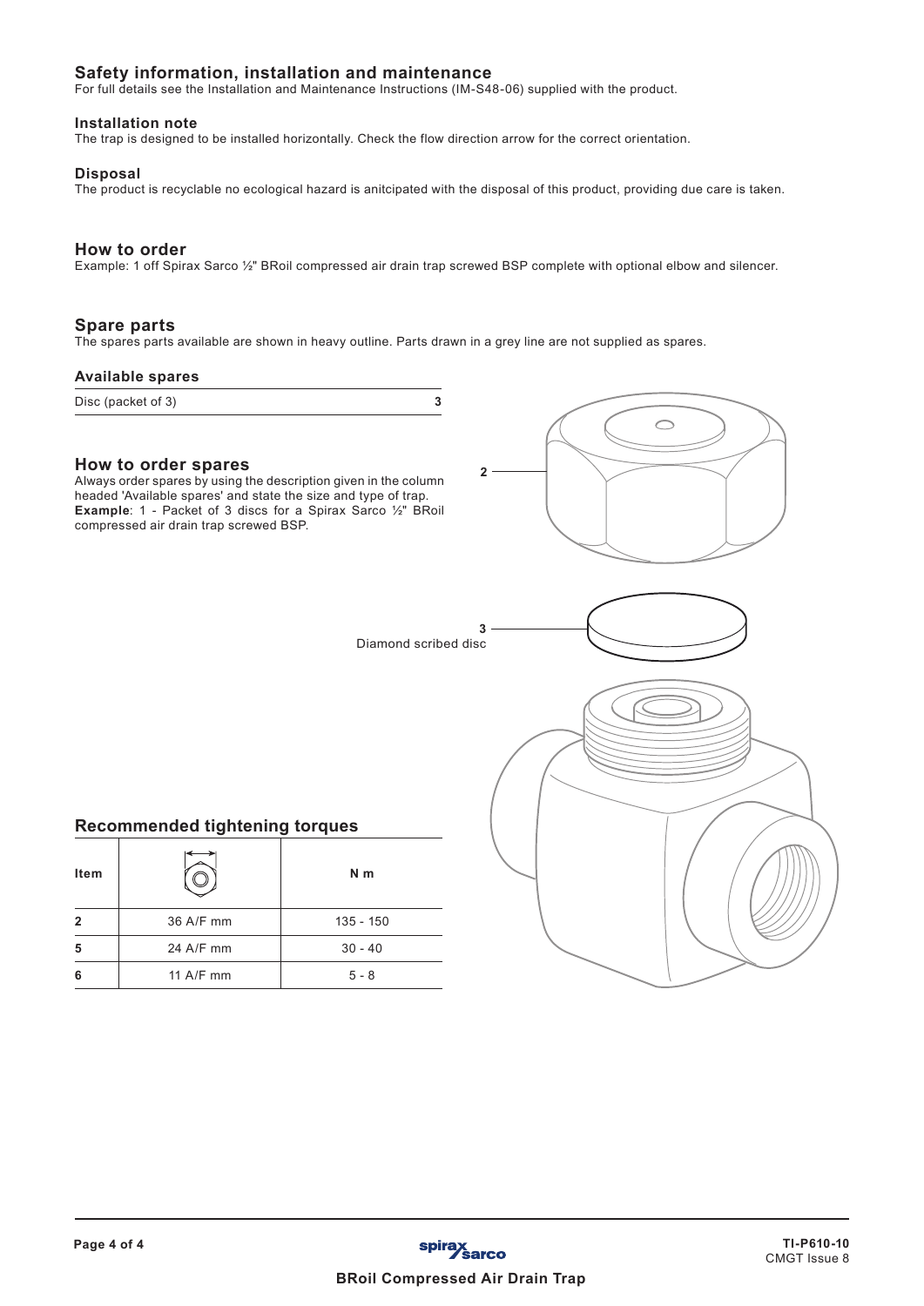## Safety information, installation and maintenance

For full details see the Installation and Maintenance Instructions (IM-S48-06) supplied with the product.

### Installation note

The trap is designed to be installed horizontally. Check the flow direction arrow for the correct orientation.

### Disposal

The product is recyclable no ecological hazard is anitcipated with the disposal of this product, providing due care is taken.

## How to order

Example: 1 off Spirax Sarco ½" BRoil compressed air drain trap screwed BSP complete with optional elbow and silencer.

## Spare parts

The spares parts available are shown in heavy outline. Parts drawn in a grey line are not supplied as spares.

### Available spares

| | |
|---|---|
| Disc (packet of 3) | 3 |

## How to order spares

Always order spares by using the description given in the column headed 'Available spares' and state the size and type of trap.

**Example**: 1 - Packet of 3 discs for a Spirax Sarco ½" BRoil compressed air drain trap screwed BSP.

2

3
Diamond scribed disc

## Recommended tightening torques

| Item | | N m |
|---|---|---|
| 2 | 36 A/F mm | 135 - 150 |
| 5 | 24 A/F mm | 30 - 40 |
| 6 | 11 A/F mm | 5 - 8 |